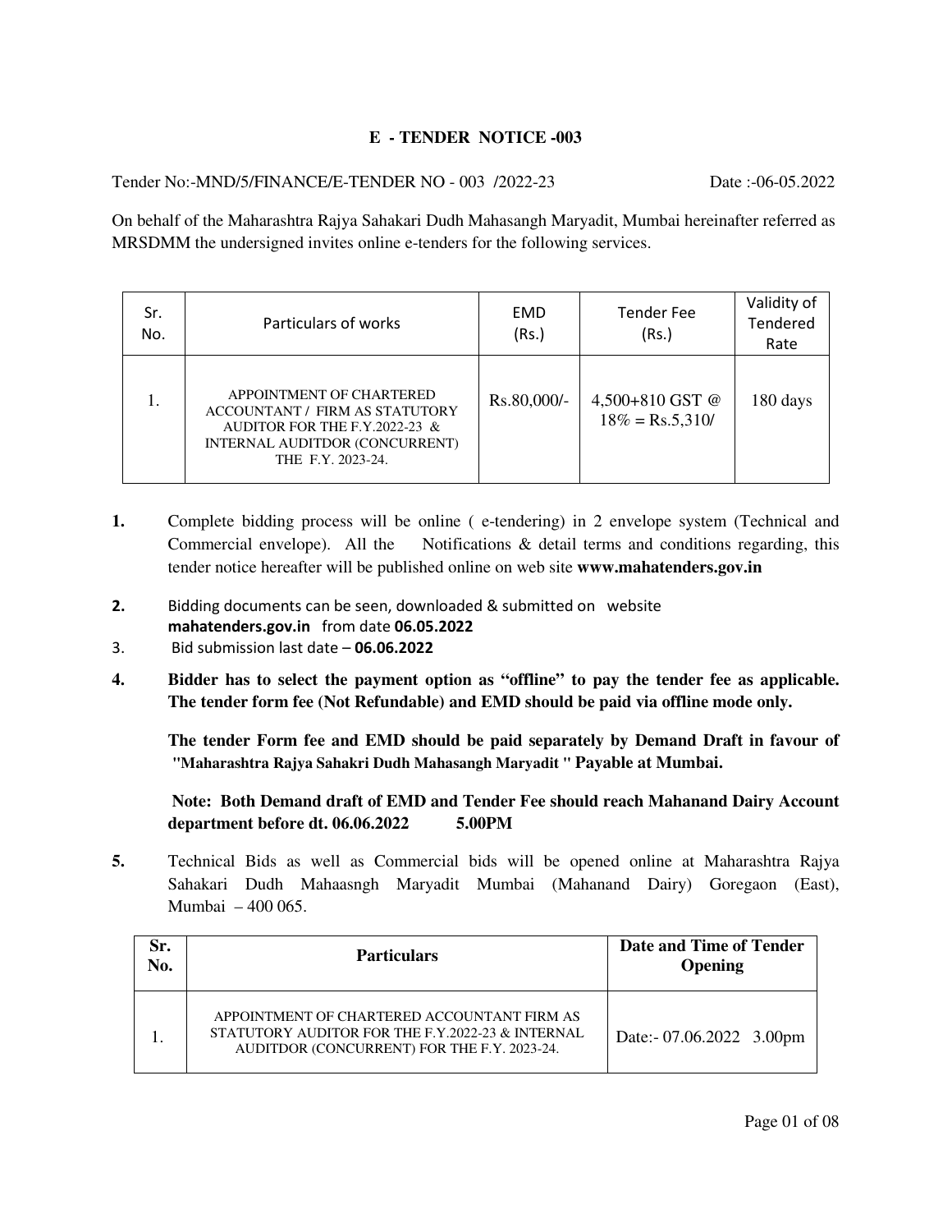# E - TENDER NOTICE -003

Tender No:-MND/5/FINANCE/E-TENDER NO - 003 /2022-23 Date :-06-05.2022

On behalf of the Maharashtra Rajya Sahakari Dudh Mahasangh Maryadit, Mumbai hereinafter referred as MRSDMM the undersigned invites online e-tenders for the following services.

| Sr. No. | Particulars of works | EMD (Rs.) | Tender Fee (Rs.) | Validity of Tendered Rate |
|---|---|---|---|---|
| 1. | APPOINTMENT OF CHARTERED ACCOUNTANT / FIRM AS STATUTORY AUDITOR FOR THE F.Y.2022-23 & INTERNAL AUDITDOR (CONCURRENT) THE F.Y. 2023-24. | Rs.80,000/- | 4,500+810 GST @ 18% = Rs.5,310/ | 180 days |

1. Complete bidding process will be online ( e-tendering) in 2 envelope system (Technical and Commercial envelope). All the Notifications & detail terms and conditions regarding, this tender notice hereafter will be published online on web site **www.mahatenders.gov.in**

2. Bidding documents can be seen, downloaded & submitted on website **mahatenders.gov.in** from date **06.05.2022**

3. Bid submission last date – **06.06.2022**

4. **Bidder has to select the payment option as "offline" to pay the tender fee as applicable. The tender form fee (Not Refundable) and EMD should be paid via offline mode only.**

   **The tender Form fee and EMD should be paid separately by Demand Draft in favour of "Maharashtra Rajya Sahakri Dudh Mahasangh Maryadit " Payable at Mumbai.**

   **Note: Both Demand draft of EMD and Tender Fee should reach Mahanand Dairy Account department before dt. 06.06.2022 5.00PM**

5. Technical Bids as well as Commercial bids will be opened online at Maharashtra Rajya Sahakari Dudh Mahaasngh Maryadit Mumbai (Mahanand Dairy) Goregaon (East), Mumbai – 400 065.

| Sr. No. | Particulars | Date and Time of Tender Opening |
|---|---|---|
| 1. | APPOINTMENT OF CHARTERED ACCOUNTANT FIRM AS STATUTORY AUDITOR FOR THE F.Y.2022-23 & INTERNAL AUDITDOR (CONCURRENT) FOR THE F.Y. 2023-24. | Date:- 07.06.2022 3.00pm |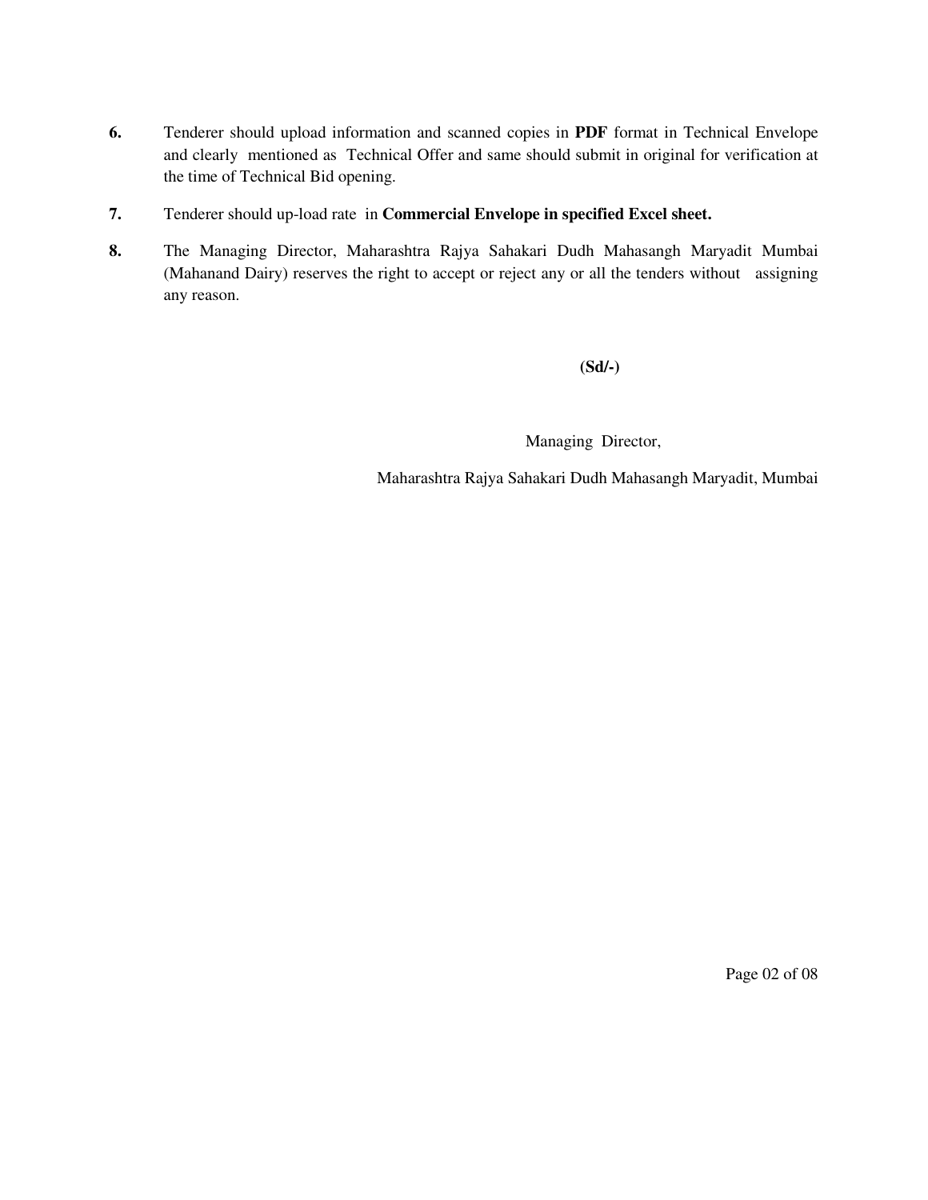**6.** Tenderer should upload information and scanned copies in **PDF** format in Technical Envelope and clearly mentioned as Technical Offer and same should submit in original for verification at the time of Technical Bid opening.

**7.** Tenderer should up-load rate in **Commercial Envelope in specified Excel sheet.**

**8.** The Managing Director, Maharashtra Rajya Sahakari Dudh Mahasangh Maryadit Mumbai (Mahanand Dairy) reserves the right to accept or reject any or all the tenders without assigning any reason.

**(Sd/-)**

Managing Director,

Maharashtra Rajya Sahakari Dudh Mahasangh Maryadit, Mumbai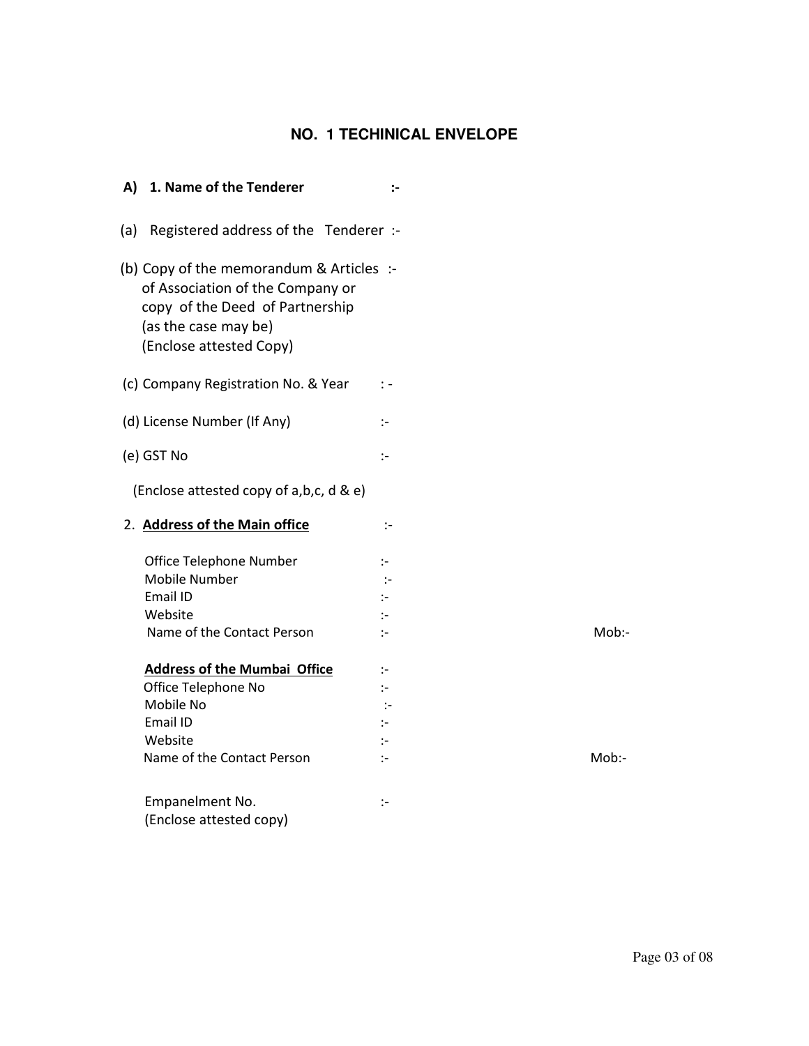## NO. 1 TECHINICAL ENVELOPE

**A) 1. Name of the Tenderer :-**

(a) Registered address of the Tenderer :-

(b) Copy of the memorandum & Articles :-
of Association of the Company or
copy of the Deed of Partnership
(as the case may be)
(Enclose attested Copy)

(c) Company Registration No. & Year : -

(d) License Number (If Any) :-

(e) GST No :-

(Enclose attested copy of a,b,c, d & e)

2. **<u>Address of the Main office</u>** :-

Office Telephone Number :-
Mobile Number :-
Email ID :-
Website :-
Name of the Contact Person :- Mob:-

**<u>Address of the Mumbai Office</u>** :-
Office Telephone No :-
Mobile No :-
Email ID :-
Website :-
Name of the Contact Person :- Mob:-

Empanelment No. :-
(Enclose attested copy)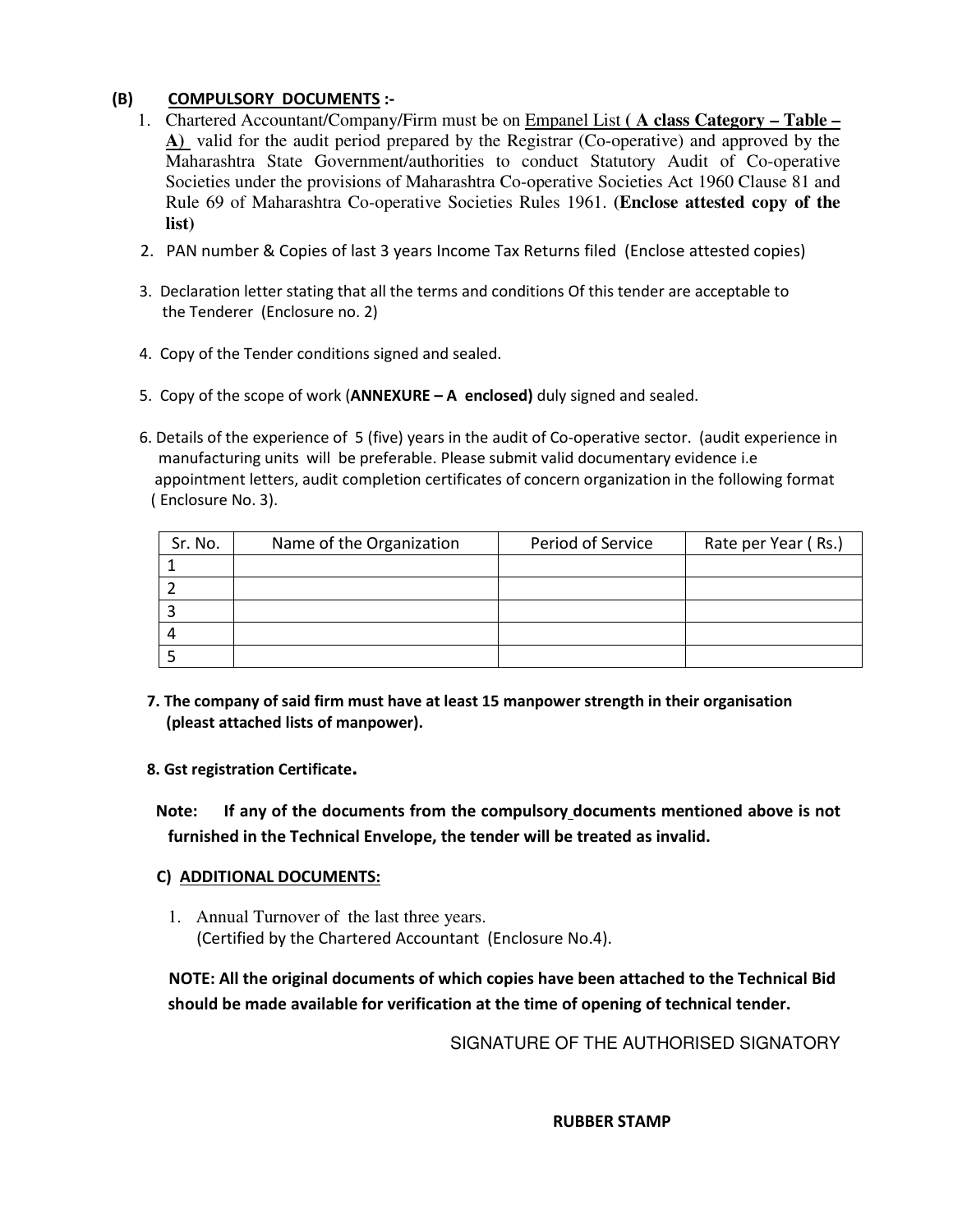**(B) <u>COMPULSORY DOCUMENTS</u> :-**

1. Chartered Accountant/Company/Firm must be on <u>Empanel List</u> **( <u>A class Category – Table – A)</u>** valid for the audit period prepared by the Registrar (Co-operative) and approved by the Maharashtra State Government/authorities to conduct Statutory Audit of Co-operative Societies under the provisions of Maharashtra Co-operative Societies Act 1960 Clause 81 and Rule 69 of Maharashtra Co-operative Societies Rules 1961. **(Enclose attested copy of the list)**
2. PAN number & Copies of last 3 years Income Tax Returns filed (Enclose attested copies)
3. Declaration letter stating that all the terms and conditions Of this tender are acceptable to the Tenderer (Enclosure no. 2)
4. Copy of the Tender conditions signed and sealed.
5. Copy of the scope of work (**ANNEXURE – A enclosed)** duly signed and sealed.
6. Details of the experience of 5 (five) years in the audit of Co-operative sector. (audit experience in manufacturing units will be preferable. Please submit valid documentary evidence i.e appointment letters, audit completion certificates of concern organization in the following format ( Enclosure No. 3).

| Sr. No. | Name of the Organization | Period of Service | Rate per Year ( Rs.) |
|---|---|---|---|
| 1 | | | |
| 2 | | | |
| 3 | | | |
| 4 | | | |
| 5 | | | |

7. **The company of said firm must have at least 15 manpower strength in their organisation (pleast attached lists of manpower).**
8. **Gst registration Certificate.**

**Note: If any of the documents from the compulsory documents mentioned above is not furnished in the Technical Envelope, the tender will be treated as invalid.**

**C) <u>ADDITIONAL DOCUMENTS:</u>**

1. Annual Turnover of the last three years. (Certified by the Chartered Accountant (Enclosure No.4).

**NOTE: All the original documents of which copies have been attached to the Technical Bid should be made available for verification at the time of opening of technical tender.**

SIGNATURE OF THE AUTHORISED SIGNATORY

**RUBBER STAMP**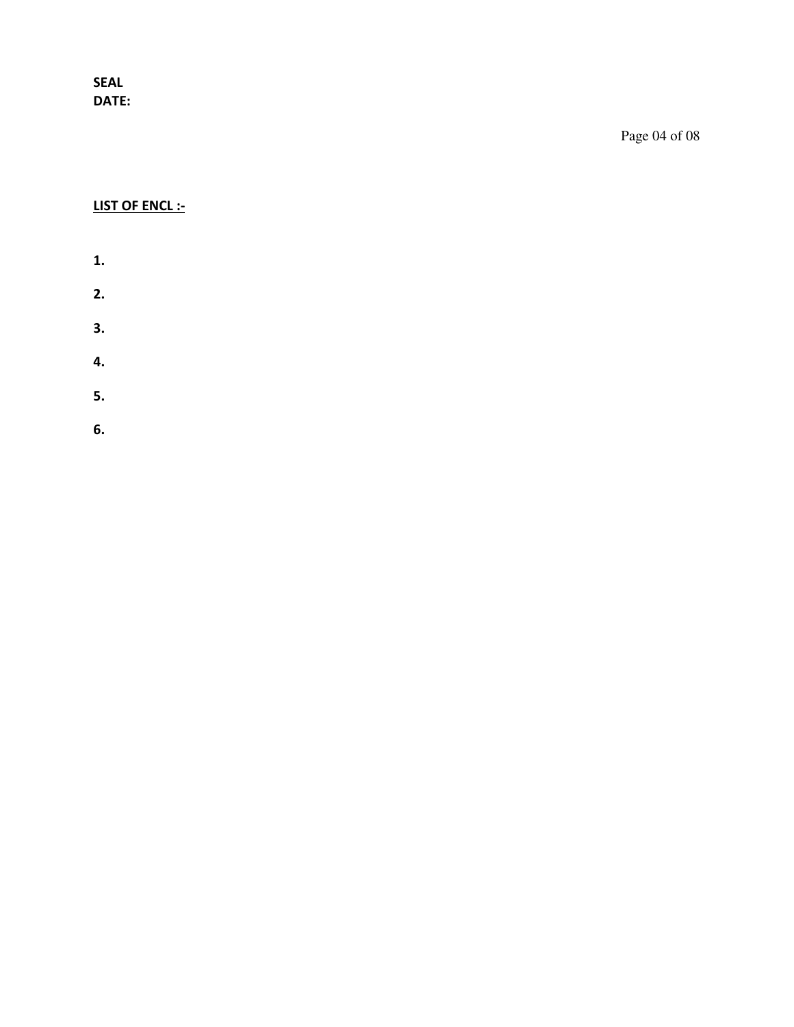**SEAL**
**DATE:**

**LIST OF ENCL :-**

**1.**

**2.**

**3.**

**4.**

**5.**

**6.**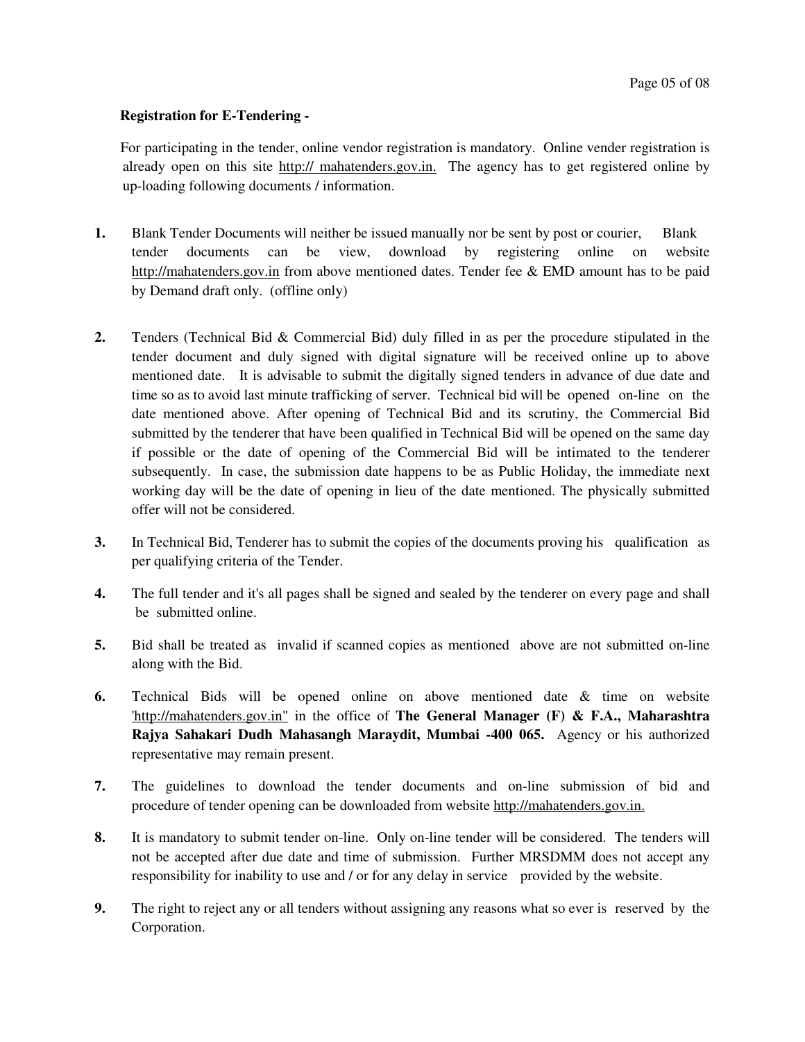**Registration for E-Tendering -**

For participating in the tender, online vendor registration is mandatory. Online vender registration is already open on this site http:// mahatenders.gov.in. The agency has to get registered online by up-loading following documents / information.

1. Blank Tender Documents will neither be issued manually nor be sent by post or courier, Blank tender documents can be view, download by registering online on website http://mahatenders.gov.in from above mentioned dates. Tender fee & EMD amount has to be paid by Demand draft only. (offline only)

2. Tenders (Technical Bid & Commercial Bid) duly filled in as per the procedure stipulated in the tender document and duly signed with digital signature will be received online up to above mentioned date. It is advisable to submit the digitally signed tenders in advance of due date and time so as to avoid last minute trafficking of server. Technical bid will be opened on-line on the date mentioned above. After opening of Technical Bid and its scrutiny, the Commercial Bid submitted by the tenderer that have been qualified in Technical Bid will be opened on the same day if possible or the date of opening of the Commercial Bid will be intimated to the tenderer subsequently. In case, the submission date happens to be as Public Holiday, the immediate next working day will be the date of opening in lieu of the date mentioned. The physically submitted offer will not be considered.

3. In Technical Bid, Tenderer has to submit the copies of the documents proving his qualification as per qualifying criteria of the Tender.

4. The full tender and it's all pages shall be signed and sealed by the tenderer on every page and shall be submitted online.

5. Bid shall be treated as invalid if scanned copies as mentioned above are not submitted on-line along with the Bid.

6. Technical Bids will be opened online on above mentioned date & time on website 'http://mahatenders.gov.in" in the office of **The General Manager (F) & F.A., Maharashtra Rajya Sahakari Dudh Mahasangh Maraydit, Mumbai -400 065.** Agency or his authorized representative may remain present.

7. The guidelines to download the tender documents and on-line submission of bid and procedure of tender opening can be downloaded from website http://mahatenders.gov.in.

8. It is mandatory to submit tender on-line. Only on-line tender will be considered. The tenders will not be accepted after due date and time of submission. Further MRSDMM does not accept any responsibility for inability to use and / or for any delay in service provided by the website.

9. The right to reject any or all tenders without assigning any reasons what so ever is reserved by the Corporation.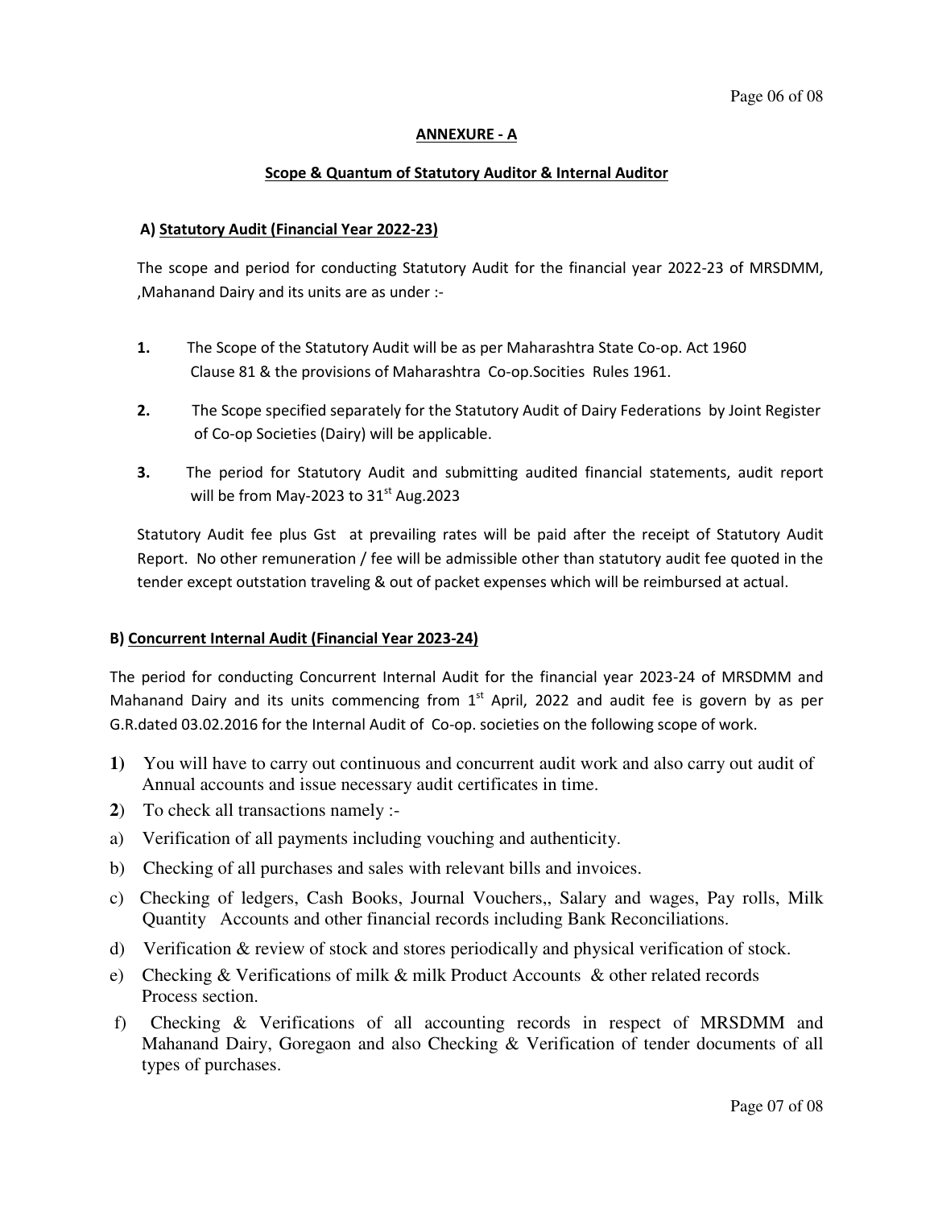**ANNEXURE - A**

**Scope & Quantum of Statutory Auditor & Internal Auditor**

**A) Statutory Audit (Financial Year 2022-23)**

The scope and period for conducting Statutory Audit for the financial year 2022-23 of MRSDMM, ,Mahanand Dairy and its units are as under :-

**1.** The Scope of the Statutory Audit will be as per Maharashtra State Co-op. Act 1960 Clause 81 & the provisions of Maharashtra Co-op.Socities Rules 1961.

**2.** The Scope specified separately for the Statutory Audit of Dairy Federations by Joint Register of Co-op Societies (Dairy) will be applicable.

**3.** The period for Statutory Audit and submitting audited financial statements, audit report will be from May-2023 to 31st Aug.2023

Statutory Audit fee plus Gst at prevailing rates will be paid after the receipt of Statutory Audit Report. No other remuneration / fee will be admissible other than statutory audit fee quoted in the tender except outstation traveling & out of packet expenses which will be reimbursed at actual.

**B) Concurrent Internal Audit (Financial Year 2023-24)**

The period for conducting Concurrent Internal Audit for the financial year 2023-24 of MRSDMM and Mahanand Dairy and its units commencing from 1st April, 2022 and audit fee is govern by as per G.R.dated 03.02.2016 for the Internal Audit of Co-op. societies on the following scope of work.

**1)** You will have to carry out continuous and concurrent audit work and also carry out audit of Annual accounts and issue necessary audit certificates in time.

**2**) To check all transactions namely :-

a) Verification of all payments including vouching and authenticity.

b) Checking of all purchases and sales with relevant bills and invoices.

c) Checking of ledgers, Cash Books, Journal Vouchers,, Salary and wages, Pay rolls, Milk Quantity Accounts and other financial records including Bank Reconciliations.

d) Verification & review of stock and stores periodically and physical verification of stock.

e) Checking & Verifications of milk & milk Product Accounts & other related records Process section.

f) Checking & Verifications of all accounting records in respect of MRSDMM and Mahanand Dairy, Goregaon and also Checking & Verification of tender documents of all types of purchases.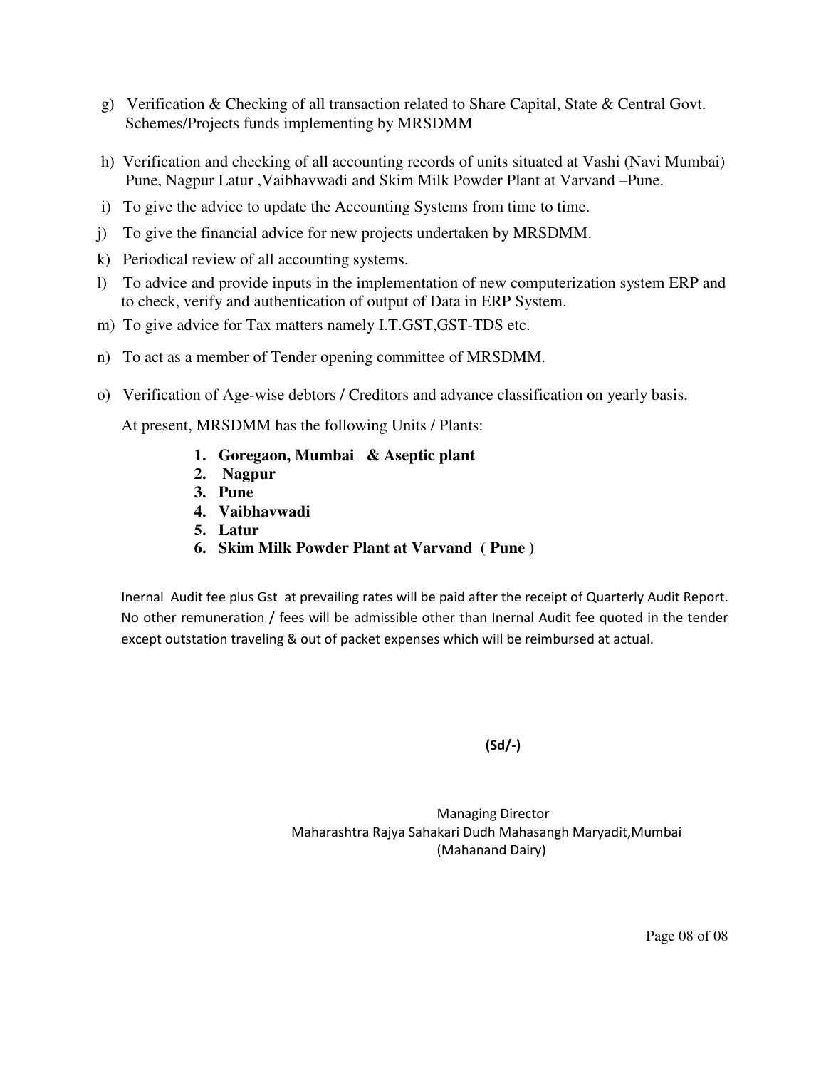g) Verification & Checking of all transaction related to Share Capital, State & Central Govt. Schemes/Projects funds implementing by MRSDMM

h) Verification and checking of all accounting records of units situated at Vashi (Navi Mumbai) Pune, Nagpur Latur ,Vaibhavwadi and Skim Milk Powder Plant at Varvand –Pune.

i) To give the advice to update the Accounting Systems from time to time.

j) To give the financial advice for new projects undertaken by MRSDMM.

k) Periodical review of all accounting systems.

l) To advice and provide inputs in the implementation of new computerization system ERP and to check, verify and authentication of output of Data in ERP System.

m) To give advice for Tax matters namely I.T.GST,GST-TDS etc.

n) To act as a member of Tender opening committee of MRSDMM.

o) Verification of Age-wise debtors / Creditors and advance classification on yearly basis.

At present, MRSDMM has the following Units / Plants:

1. **Goregaon, Mumbai & Aseptic plant**
2. **Nagpur**
3. **Pune**
4. **Vaibhavwadi**
5. **Latur**
6. **Skim Milk Powder Plant at Varvand ( Pune )**

Inernal Audit fee plus Gst at prevailing rates will be paid after the receipt of Quarterly Audit Report. No other remuneration / fees will be admissible other than Inernal Audit fee quoted in the tender except outstation traveling & out of packet expenses which will be reimbursed at actual.

**(Sd/-)**

Managing Director
Maharashtra Rajya Sahakari Dudh Mahasangh Maryadit,Mumbai
(Mahanand Dairy)